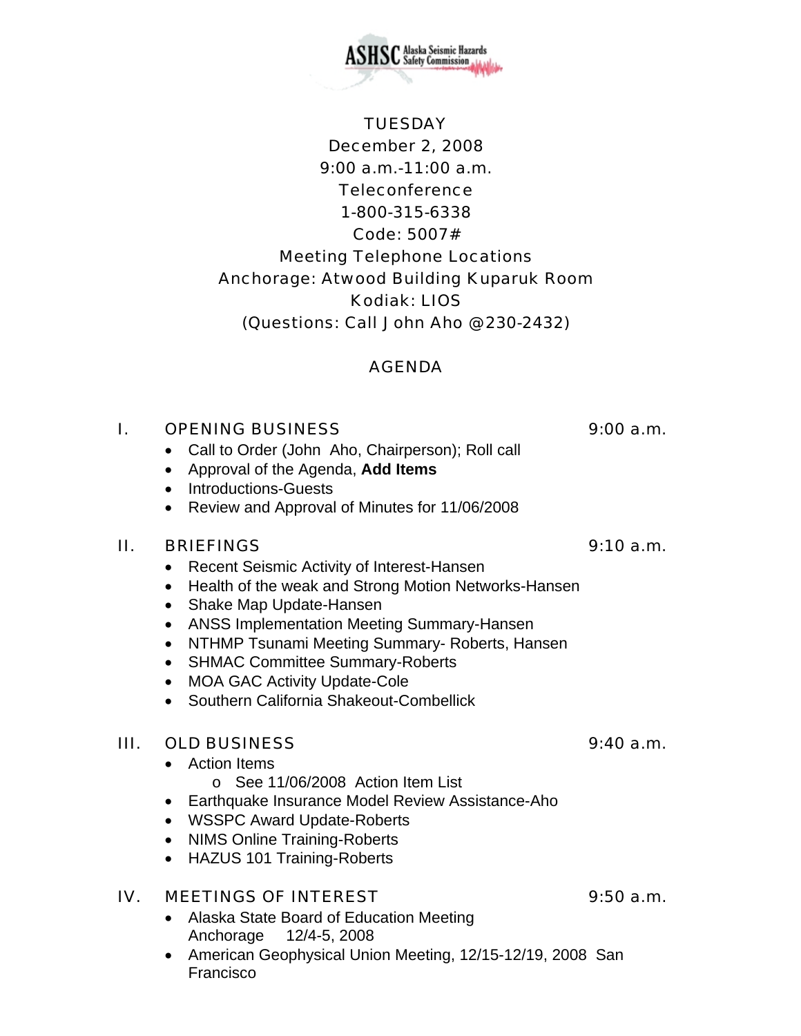ASHSC Alaska Seismic Hazards Safety Commission

TUESDAY
December 2, 2008
9:00 a.m.-11:00 a.m.
Teleconference
1-800-315-6338
Code: 5007#
Meeting Telephone Locations
Anchorage: Atwood Building Kuparuk Room
Kodiak: LIOS
(Questions: Call John Aho @230-2432)

## AGENDA

### I. OPENING BUSINESS — 9:00 a.m.

- Call to Order (John Aho, Chairperson); Roll call
- Approval of the Agenda, **Add Items**
- Introductions-Guests
- Review and Approval of Minutes for 11/06/2008

### II. BRIEFINGS — 9:10 a.m.

- Recent Seismic Activity of Interest-Hansen
- Health of the weak and Strong Motion Networks-Hansen
- Shake Map Update-Hansen
- ANSS Implementation Meeting Summary-Hansen
- NTHMP Tsunami Meeting Summary- Roberts, Hansen
- SHMAC Committee Summary-Roberts
- MOA GAC Activity Update-Cole
- Southern California Shakeout-Combellick

### III. OLD BUSINESS — 9:40 a.m.

- Action Items
  - See 11/06/2008 Action Item List
- Earthquake Insurance Model Review Assistance-Aho
- WSSPC Award Update-Roberts
- NIMS Online Training-Roberts
- HAZUS 101 Training-Roberts

### IV. MEETINGS OF INTEREST — 9:50 a.m.

- Alaska State Board of Education Meeting
  Anchorage 12/4-5, 2008
- American Geophysical Union Meeting, 12/15-12/19, 2008 San Francisco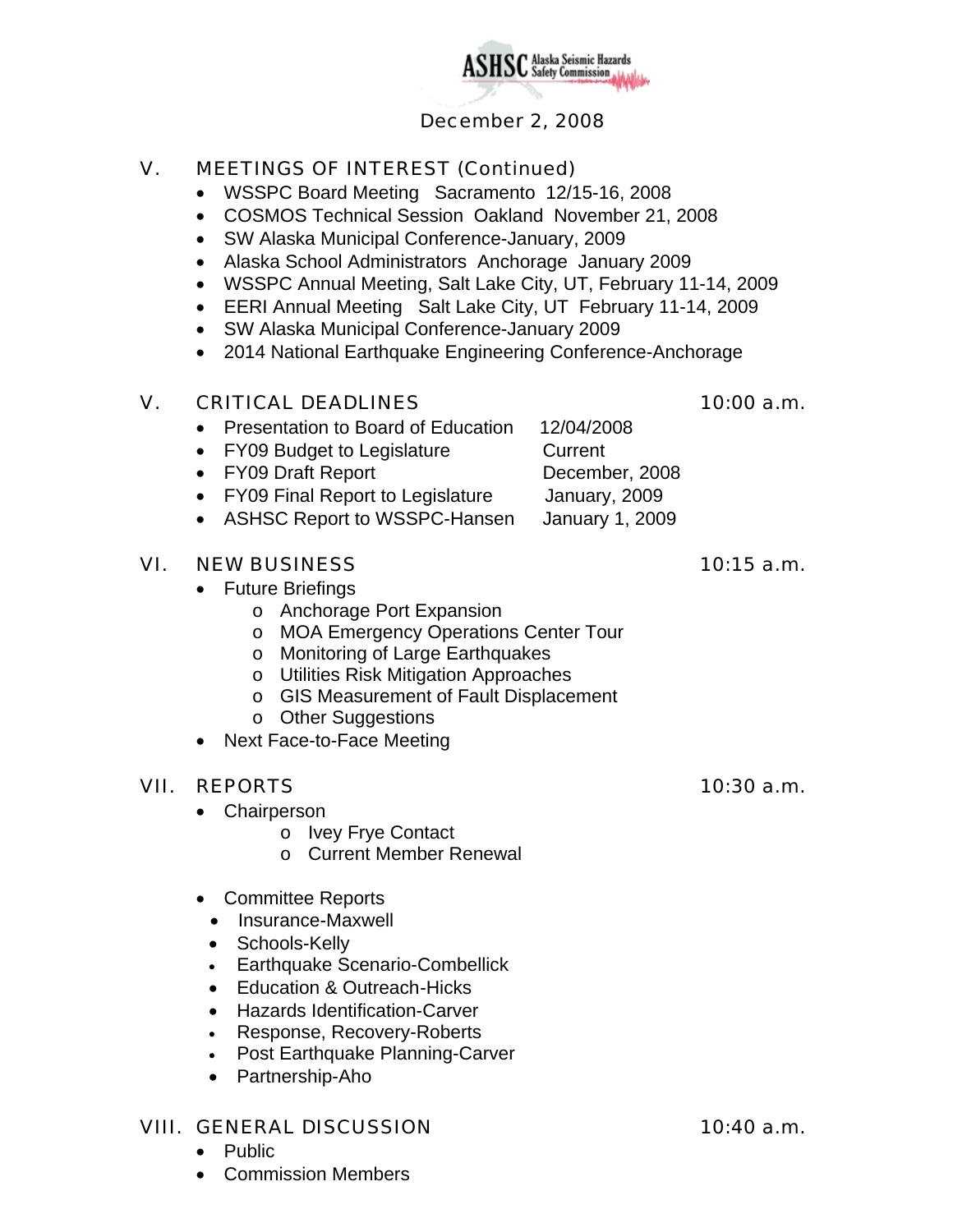December 2, 2008

## V. MEETINGS OF INTEREST (Continued)

- WSSPC Board Meeting Sacramento 12/15-16, 2008
- COSMOS Technical Session Oakland November 21, 2008
- SW Alaska Municipal Conference-January, 2009
- Alaska School Administrators Anchorage January 2009
- WSSPC Annual Meeting, Salt Lake City, UT, February 11-14, 2009
- EERI Annual Meeting Salt Lake City, UT February 11-14, 2009
- SW Alaska Municipal Conference-January 2009
- 2014 National Earthquake Engineering Conference-Anchorage

## V. CRITICAL DEADLINES 10:00 a.m.

- Presentation to Board of Education 12/04/2008
- FY09 Budget to Legislature Current
- FY09 Draft Report December, 2008
- FY09 Final Report to Legislature January, 2009
- ASHSC Report to WSSPC-Hansen January 1, 2009

## VI. NEW BUSINESS 10:15 a.m.

- Future Briefings
  - Anchorage Port Expansion
  - MOA Emergency Operations Center Tour
  - Monitoring of Large Earthquakes
  - Utilities Risk Mitigation Approaches
  - GIS Measurement of Fault Displacement
  - Other Suggestions
- Next Face-to-Face Meeting

## VII. REPORTS 10:30 a.m.

- Chairperson
  - Ivey Frye Contact
  - Current Member Renewal

- Committee Reports
- Insurance-Maxwell
- Schools-Kelly
- Earthquake Scenario-Combellick
- Education & Outreach-Hicks
- Hazards Identification-Carver
- Response, Recovery-Roberts
- Post Earthquake Planning-Carver
- Partnership-Aho

## VIII. GENERAL DISCUSSION 10:40 a.m.

- Public
- Commission Members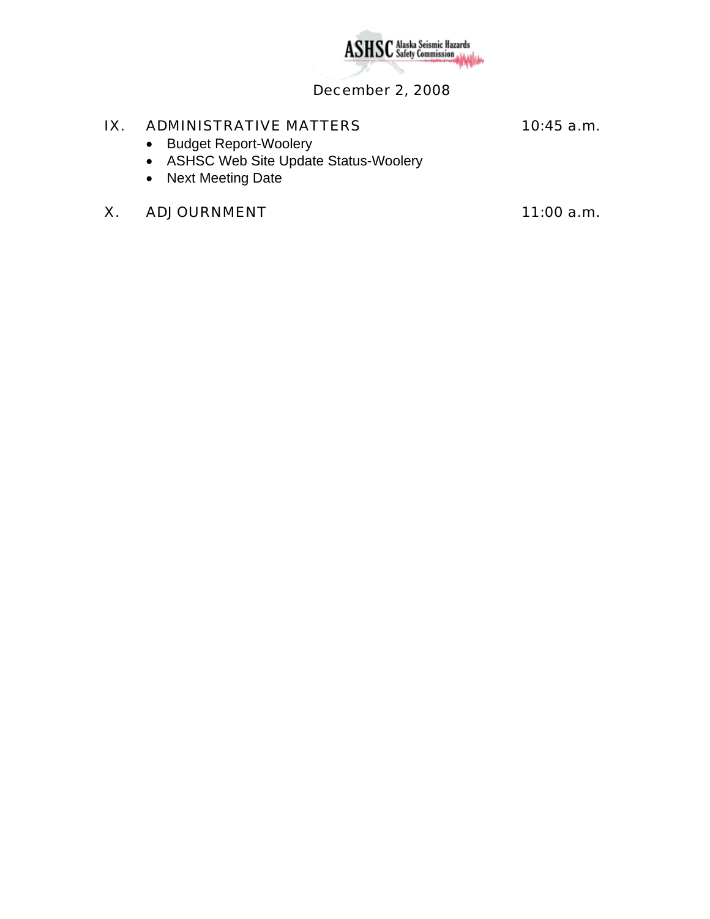December 2, 2008

IX. ADMINISTRATIVE MATTERS 10:45 a.m.

- Budget Report-Woolery
- ASHSC Web Site Update Status-Woolery
- Next Meeting Date

X. ADJOURNMENT 11:00 a.m.